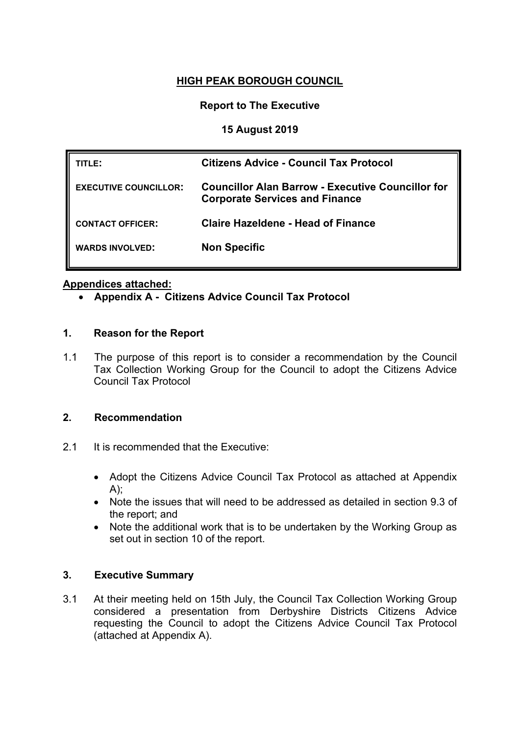# HIGH PEAK BOROUGH COUNCIL

**Report to The Executive**

**15 August 2019**

| | |
|---|---|
| **TITLE:** | **Citizens Advice - Council Tax Protocol** |
| **EXECUTIVE COUNCILLOR:** | **Councillor Alan Barrow - Executive Councillor for Corporate Services and Finance** |
| **CONTACT OFFICER:** | **Claire Hazeldene - Head of Finance** |
| **WARDS INVOLVED:** | **Non Specific** |

**Appendices attached:**

- **Appendix A - Citizens Advice Council Tax Protocol**

## 1. Reason for the Report

1.1 The purpose of this report is to consider a recommendation by the Council Tax Collection Working Group for the Council to adopt the Citizens Advice Council Tax Protocol

## 2. Recommendation

2.1 It is recommended that the Executive:

- Adopt the Citizens Advice Council Tax Protocol as attached at Appendix A);
- Note the issues that will need to be addressed as detailed in section 9.3 of the report; and
- Note the additional work that is to be undertaken by the Working Group as set out in section 10 of the report.

## 3. Executive Summary

3.1 At their meeting held on 15th July, the Council Tax Collection Working Group considered a presentation from Derbyshire Districts Citizens Advice requesting the Council to adopt the Citizens Advice Council Tax Protocol (attached at Appendix A).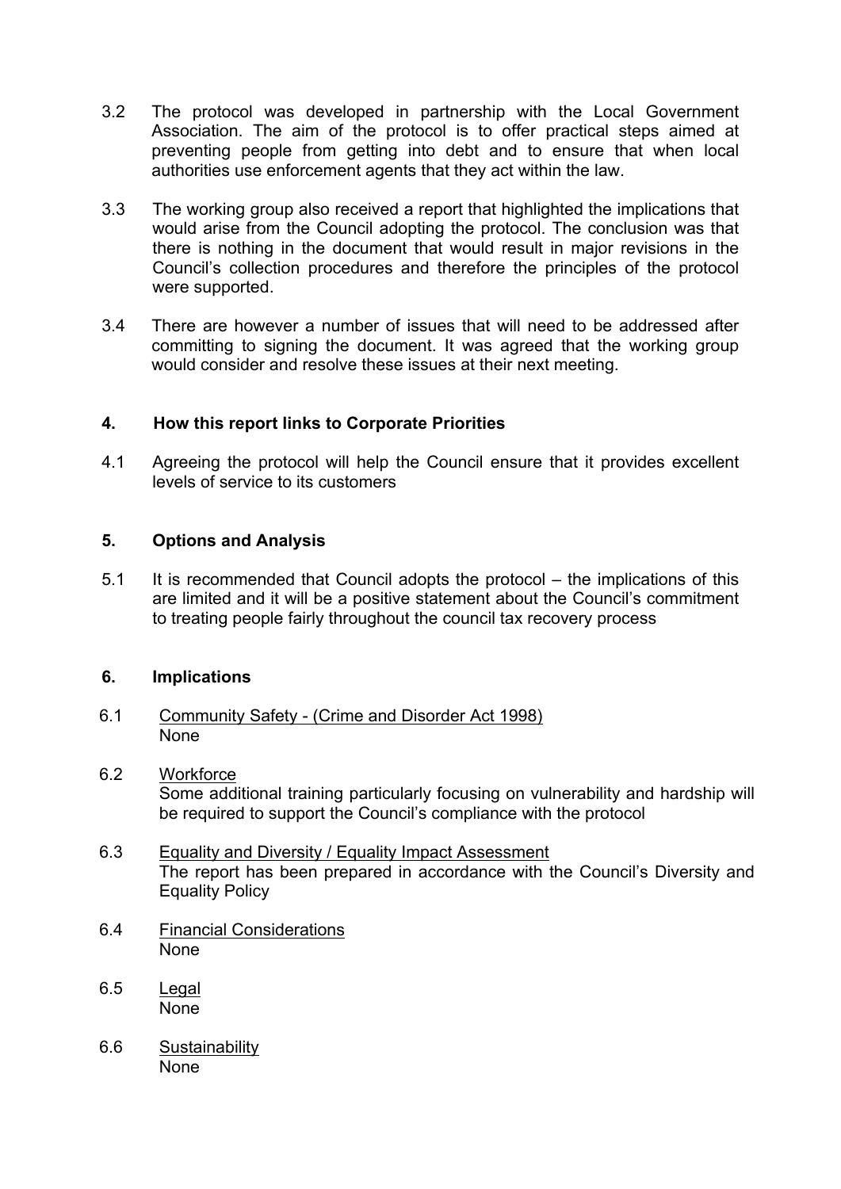3.2 The protocol was developed in partnership with the Local Government Association. The aim of the protocol is to offer practical steps aimed at preventing people from getting into debt and to ensure that when local authorities use enforcement agents that they act within the law.

3.3 The working group also received a report that highlighted the implications that would arise from the Council adopting the protocol. The conclusion was that there is nothing in the document that would result in major revisions in the Council's collection procedures and therefore the principles of the protocol were supported.

3.4 There are however a number of issues that will need to be addressed after committing to signing the document. It was agreed that the working group would consider and resolve these issues at their next meeting.

## 4. How this report links to Corporate Priorities

4.1 Agreeing the protocol will help the Council ensure that it provides excellent levels of service to its customers

## 5. Options and Analysis

5.1 It is recommended that Council adopts the protocol – the implications of this are limited and it will be a positive statement about the Council's commitment to treating people fairly throughout the council tax recovery process

## 6. Implications

6.1 Community Safety - (Crime and Disorder Act 1998)
None

6.2 Workforce
Some additional training particularly focusing on vulnerability and hardship will be required to support the Council's compliance with the protocol

6.3 Equality and Diversity / Equality Impact Assessment
The report has been prepared in accordance with the Council's Diversity and Equality Policy

6.4 Financial Considerations
None

6.5 Legal
None

6.6 Sustainability
None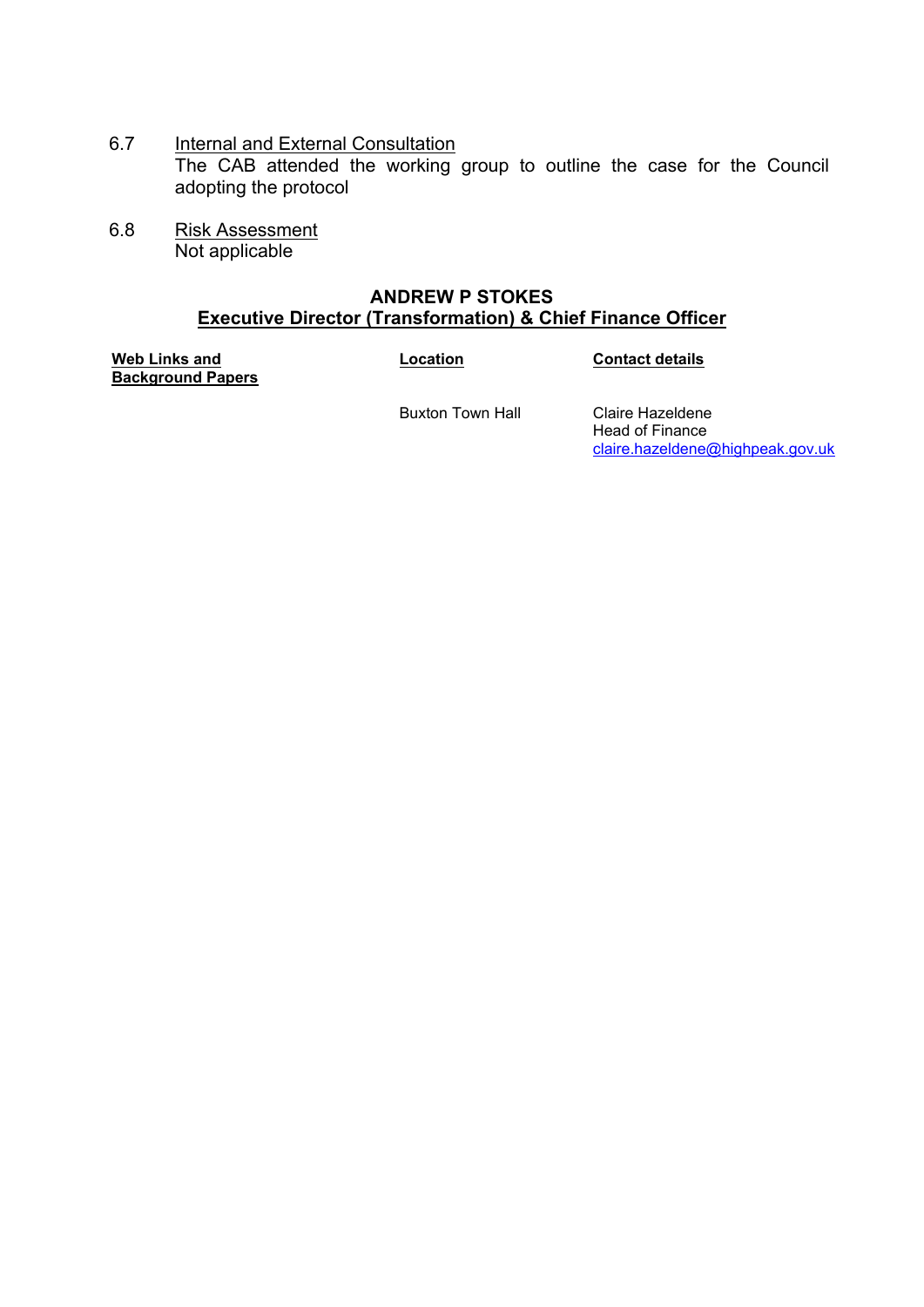6.7 Internal and External Consultation

The CAB attended the working group to outline the case for the Council adopting the protocol

6.8 Risk Assessment

Not applicable

**ANDREW P STOKES**

**Executive Director (Transformation) & Chief Finance Officer**

| Web Links and Background Papers | Location | Contact details |
|---|---|---|
| | Buxton Town Hall | Claire Hazeldene<br>Head of Finance<br>claire.hazeldene@highpeak.gov.uk |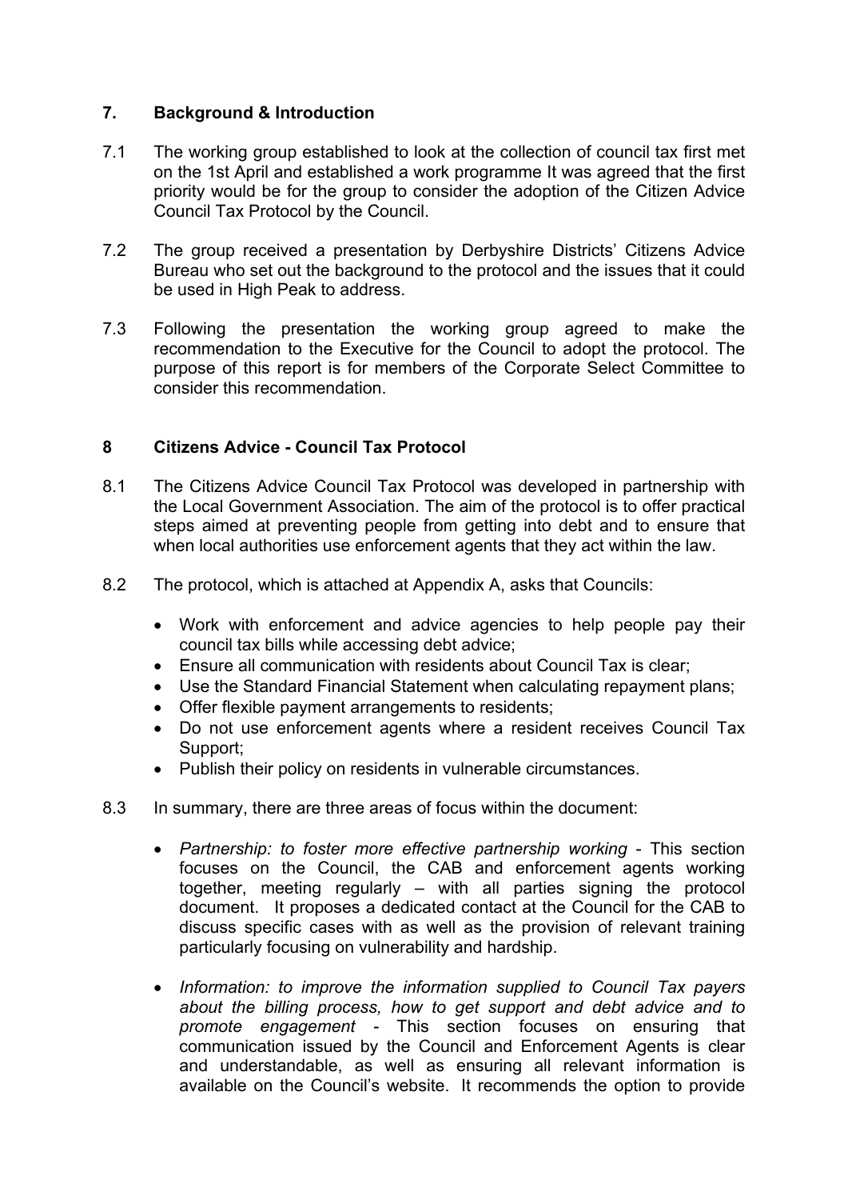## 7. Background & Introduction

7.1 The working group established to look at the collection of council tax first met on the 1st April and established a work programme It was agreed that the first priority would be for the group to consider the adoption of the Citizen Advice Council Tax Protocol by the Council.

7.2 The group received a presentation by Derbyshire Districts' Citizens Advice Bureau who set out the background to the protocol and the issues that it could be used in High Peak to address.

7.3 Following the presentation the working group agreed to make the recommendation to the Executive for the Council to adopt the protocol. The purpose of this report is for members of the Corporate Select Committee to consider this recommendation.

## 8 Citizens Advice - Council Tax Protocol

8.1 The Citizens Advice Council Tax Protocol was developed in partnership with the Local Government Association. The aim of the protocol is to offer practical steps aimed at preventing people from getting into debt and to ensure that when local authorities use enforcement agents that they act within the law.

8.2 The protocol, which is attached at Appendix A, asks that Councils:

- Work with enforcement and advice agencies to help people pay their council tax bills while accessing debt advice;
- Ensure all communication with residents about Council Tax is clear;
- Use the Standard Financial Statement when calculating repayment plans;
- Offer flexible payment arrangements to residents;
- Do not use enforcement agents where a resident receives Council Tax Support;
- Publish their policy on residents in vulnerable circumstances.

8.3 In summary, there are three areas of focus within the document:

- *Partnership: to foster more effective partnership working* - This section focuses on the Council, the CAB and enforcement agents working together, meeting regularly – with all parties signing the protocol document. It proposes a dedicated contact at the Council for the CAB to discuss specific cases with as well as the provision of relevant training particularly focusing on vulnerability and hardship.
- *Information: to improve the information supplied to Council Tax payers about the billing process, how to get support and debt advice and to promote engagement* - This section focuses on ensuring that communication issued by the Council and Enforcement Agents is clear and understandable, as well as ensuring all relevant information is available on the Council's website. It recommends the option to provide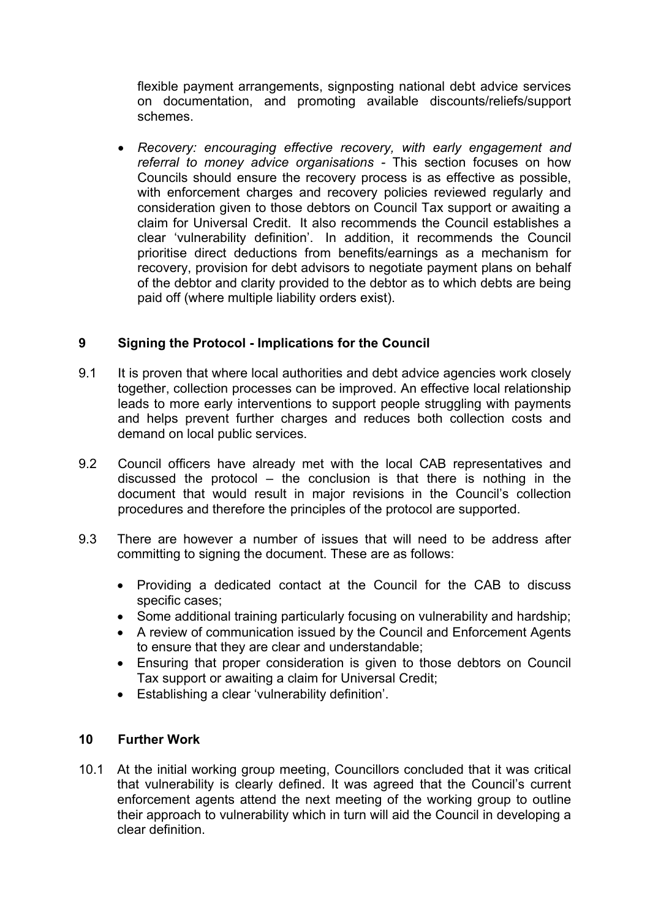flexible payment arrangements, signposting national debt advice services on documentation, and promoting available discounts/reliefs/support schemes.

- *Recovery: encouraging effective recovery, with early engagement and referral to money advice organisations* - This section focuses on how Councils should ensure the recovery process is as effective as possible, with enforcement charges and recovery policies reviewed regularly and consideration given to those debtors on Council Tax support or awaiting a claim for Universal Credit. It also recommends the Council establishes a clear 'vulnerability definition'. In addition, it recommends the Council prioritise direct deductions from benefits/earnings as a mechanism for recovery, provision for debt advisors to negotiate payment plans on behalf of the debtor and clarity provided to the debtor as to which debts are being paid off (where multiple liability orders exist).

## 9 Signing the Protocol - Implications for the Council

9.1 It is proven that where local authorities and debt advice agencies work closely together, collection processes can be improved. An effective local relationship leads to more early interventions to support people struggling with payments and helps prevent further charges and reduces both collection costs and demand on local public services.

9.2 Council officers have already met with the local CAB representatives and discussed the protocol – the conclusion is that there is nothing in the document that would result in major revisions in the Council's collection procedures and therefore the principles of the protocol are supported.

9.3 There are however a number of issues that will need to be address after committing to signing the document. These are as follows:

- Providing a dedicated contact at the Council for the CAB to discuss specific cases;
- Some additional training particularly focusing on vulnerability and hardship;
- A review of communication issued by the Council and Enforcement Agents to ensure that they are clear and understandable;
- Ensuring that proper consideration is given to those debtors on Council Tax support or awaiting a claim for Universal Credit;
- Establishing a clear 'vulnerability definition'.

## 10 Further Work

10.1 At the initial working group meeting, Councillors concluded that it was critical that vulnerability is clearly defined. It was agreed that the Council's current enforcement agents attend the next meeting of the working group to outline their approach to vulnerability which in turn will aid the Council in developing a clear definition.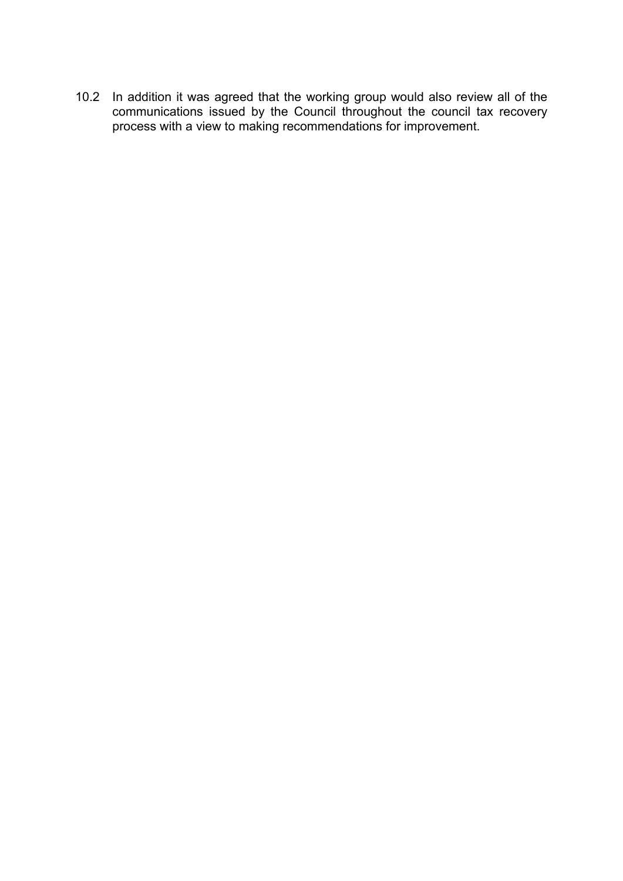10.2 In addition it was agreed that the working group would also review all of the communications issued by the Council throughout the council tax recovery process with a view to making recommendations for improvement.